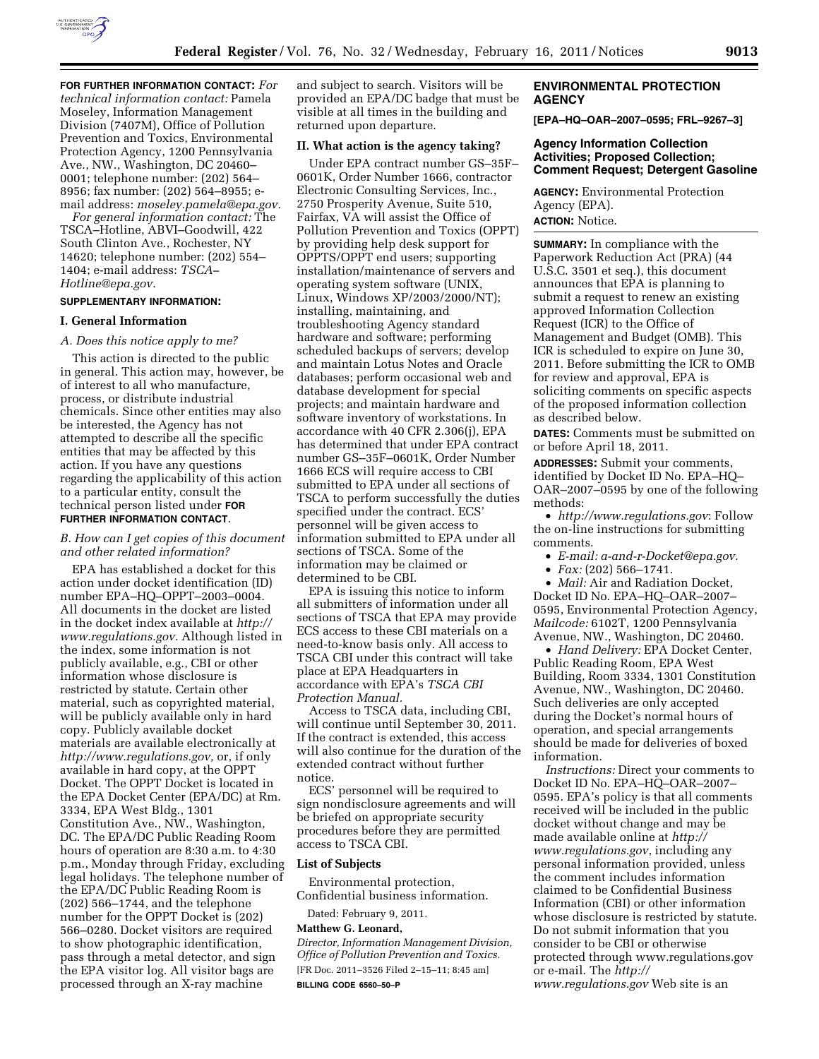**FOR FURTHER INFORMATION CONTACT:** *For technical information contact:* Pamela Moseley, Information Management Division (7407M), Office of Pollution Prevention and Toxics, Environmental Protection Agency, 1200 Pennsylvania Ave., NW., Washington, DC 20460–0001; telephone number: (202) 564–8956; fax number: (202) 564–8955; e-mail address: *moseley.pamela@epa.gov.*

*For general information contact:* The TSCA–Hotline, ABVI–Goodwill, 422 South Clinton Ave., Rochester, NY 14620; telephone number: (202) 554–1404; e-mail address: *TSCA–Hotline@epa.gov.*

**SUPPLEMENTARY INFORMATION:**

**I. General Information**

*A. Does this notice apply to me?*

This action is directed to the public in general. This action may, however, be of interest to all who manufacture, process, or distribute industrial chemicals. Since other entities may also be interested, the Agency has not attempted to describe all the specific entities that may be affected by this action. If you have any questions regarding the applicability of this action to a particular entity, consult the technical person listed under **FOR FURTHER INFORMATION CONTACT**.

*B. How can I get copies of this document and other related information?*

EPA has established a docket for this action under docket identification (ID) number EPA–HQ–OPPT–2003–0004. All documents in the docket are listed in the docket index available at *http://www.regulations.gov.* Although listed in the index, some information is not publicly available, e.g., CBI or other information whose disclosure is restricted by statute. Certain other material, such as copyrighted material, will be publicly available only in hard copy. Publicly available docket materials are available electronically at *http://www.regulations.gov,* or, if only available in hard copy, at the OPPT Docket. The OPPT Docket is located in the EPA Docket Center (EPA/DC) at Rm. 3334, EPA West Bldg., 1301 Constitution Ave., NW., Washington, DC. The EPA/DC Public Reading Room hours of operation are 8:30 a.m. to 4:30 p.m., Monday through Friday, excluding legal holidays. The telephone number of the EPA/DC Public Reading Room is (202) 566–1744, and the telephone number for the OPPT Docket is (202) 566–0280. Docket visitors are required to show photographic identification, pass through a metal detector, and sign the EPA visitor log. All visitor bags are processed through an X-ray machine and subject to search. Visitors will be provided an EPA/DC badge that must be visible at all times in the building and returned upon departure.

**II. What action is the agency taking?**

Under EPA contract number GS–35F–0601K, Order Number 1666, contractor Electronic Consulting Services, Inc., 2750 Prosperity Avenue, Suite 510, Fairfax, VA will assist the Office of Pollution Prevention and Toxics (OPPT) by providing help desk support for OPPTS/OPPT end users; supporting installation/maintenance of servers and operating system software (UNIX, Linux, Windows XP/2003/2000/NT); installing, maintaining, and troubleshooting Agency standard hardware and software; performing scheduled backups of servers; develop and maintain Lotus Notes and Oracle databases; perform occasional web and database development for special projects; and maintain hardware and software inventory of workstations. In accordance with 40 CFR 2.306(j), EPA has determined that under EPA contract number GS–35F–0601K, Order Number 1666 ECS will require access to CBI submitted to EPA under all sections of TSCA to perform successfully the duties specified under the contract. ECS' personnel will be given access to information submitted to EPA under all sections of TSCA. Some of the information may be claimed or determined to be CBI.

EPA is issuing this notice to inform all submitters of information under all sections of TSCA that EPA may provide ECS access to these CBI materials on a need-to-know basis only. All access to TSCA CBI under this contract will take place at EPA Headquarters in accordance with EPA's *TSCA CBI Protection Manual.*

Access to TSCA data, including CBI, will continue until September 30, 2011. If the contract is extended, this access will also continue for the duration of the extended contract without further notice.

ECS' personnel will be required to sign nondisclosure agreements and will be briefed on appropriate security procedures before they are permitted access to TSCA CBI.

**List of Subjects**

Environmental protection, Confidential business information.

Dated: February 9, 2011.

**Matthew G. Leonard,**

*Director, Information Management Division, Office of Pollution Prevention and Toxics.*

[FR Doc. 2011–3526 Filed 2–15–11; 8:45 am]

**BILLING CODE 6560–50–P**

## ENVIRONMENTAL PROTECTION AGENCY

**[EPA–HQ–OAR–2007–0595; FRL–9267–3]**

### Agency Information Collection Activities; Proposed Collection; Comment Request; Detergent Gasoline

**AGENCY:** Environmental Protection Agency (EPA).

**ACTION:** Notice.

**SUMMARY:** In compliance with the Paperwork Reduction Act (PRA) (44 U.S.C. 3501 et seq.), this document announces that EPA is planning to submit a request to renew an existing approved Information Collection Request (ICR) to the Office of Management and Budget (OMB). This ICR is scheduled to expire on June 30, 2011. Before submitting the ICR to OMB for review and approval, EPA is soliciting comments on specific aspects of the proposed information collection as described below.

**DATES:** Comments must be submitted on or before April 18, 2011.

**ADDRESSES:** Submit your comments, identified by Docket ID No. EPA–HQ–OAR–2007–0595 by one of the following methods:

- *http://www.regulations.gov*: Follow the on-line instructions for submitting comments.
- *E-mail: a-and-r-Docket@epa.gov.*
- *Fax:* (202) 566–1741.
- *Mail:* Air and Radiation Docket, Docket ID No. EPA–HQ–OAR–2007–0595, Environmental Protection Agency, *Mailcode:* 6102T, 1200 Pennsylvania Avenue, NW., Washington, DC 20460.
- *Hand Delivery:* EPA Docket Center, Public Reading Room, EPA West Building, Room 3334, 1301 Constitution Avenue, NW., Washington, DC 20460. Such deliveries are only accepted during the Docket's normal hours of operation, and special arrangements should be made for deliveries of boxed information.

*Instructions:* Direct your comments to Docket ID No. EPA–HQ–OAR–2007–0595. EPA's policy is that all comments received will be included in the public docket without change and may be made available online at *http://www.regulations.gov*, including any personal information provided, unless the comment includes information claimed to be Confidential Business Information (CBI) or other information whose disclosure is restricted by statute. Do not submit information that you consider to be CBI or otherwise protected through www.regulations.gov or e-mail. The *http://www.regulations.gov* Web site is an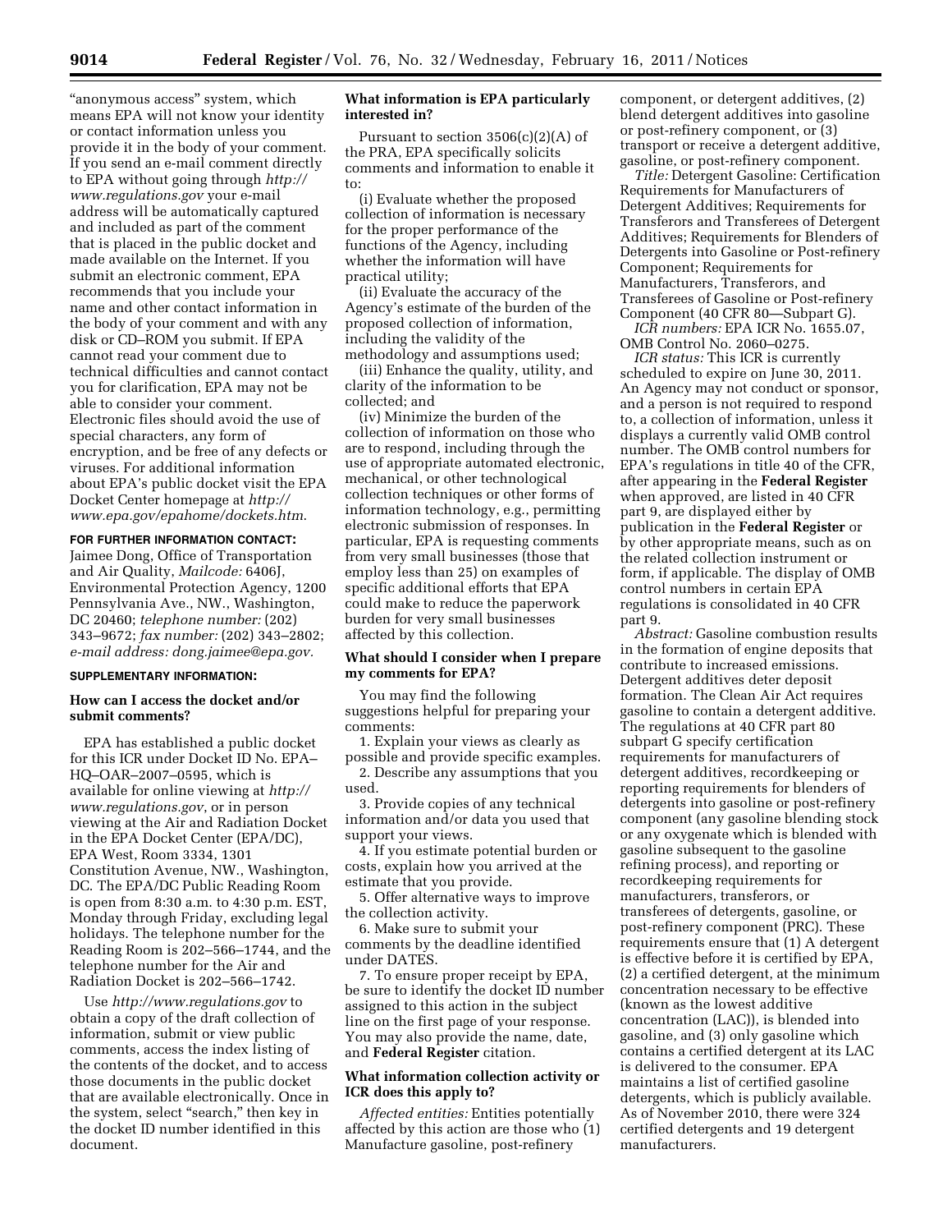"anonymous access" system, which means EPA will not know your identity or contact information unless you provide it in the body of your comment. If you send an e-mail comment directly to EPA without going through *http://www.regulations.gov* your e-mail address will be automatically captured and included as part of the comment that is placed in the public docket and made available on the Internet. If you submit an electronic comment, EPA recommends that you include your name and other contact information in the body of your comment and with any disk or CD–ROM you submit. If EPA cannot read your comment due to technical difficulties and cannot contact you for clarification, EPA may not be able to consider your comment. Electronic files should avoid the use of special characters, any form of encryption, and be free of any defects or viruses. For additional information about EPA's public docket visit the EPA Docket Center homepage at *http://www.epa.gov/epahome/dockets.htm.*

**FOR FURTHER INFORMATION CONTACT:** Jaimee Dong, Office of Transportation and Air Quality, *Mailcode:* 6406J, Environmental Protection Agency, 1200 Pennsylvania Ave., NW., Washington, DC 20460; *telephone number:* (202) 343–9672; *fax number:* (202) 343–2802; *e-mail address: dong.jaimee@epa.gov.*

**SUPPLEMENTARY INFORMATION:**

### How can I access the docket and/or submit comments?

EPA has established a public docket for this ICR under Docket ID No. EPA–HQ–OAR–2007–0595, which is available for online viewing at *http://www.regulations.gov*, or in person viewing at the Air and Radiation Docket in the EPA Docket Center (EPA/DC), EPA West, Room 3334, 1301 Constitution Avenue, NW., Washington, DC. The EPA/DC Public Reading Room is open from 8:30 a.m. to 4:30 p.m. EST, Monday through Friday, excluding legal holidays. The telephone number for the Reading Room is 202–566–1744, and the telephone number for the Air and Radiation Docket is 202–566–1742.

Use *http://www.regulations.gov* to obtain a copy of the draft collection of information, submit or view public comments, access the index listing of the contents of the docket, and to access those documents in the public docket that are available electronically. Once in the system, select "search," then key in the docket ID number identified in this document.

### What information is EPA particularly interested in?

Pursuant to section 3506(c)(2)(A) of the PRA, EPA specifically solicits comments and information to enable it to:

(i) Evaluate whether the proposed collection of information is necessary for the proper performance of the functions of the Agency, including whether the information will have practical utility;

(ii) Evaluate the accuracy of the Agency's estimate of the burden of the proposed collection of information, including the validity of the methodology and assumptions used;

(iii) Enhance the quality, utility, and clarity of the information to be collected; and

(iv) Minimize the burden of the collection of information on those who are to respond, including through the use of appropriate automated electronic, mechanical, or other technological collection techniques or other forms of information technology, e.g., permitting electronic submission of responses. In particular, EPA is requesting comments from very small businesses (those that employ less than 25) on examples of specific additional efforts that EPA could make to reduce the paperwork burden for very small businesses affected by this collection.

### What should I consider when I prepare my comments for EPA?

You may find the following suggestions helpful for preparing your comments:

1. Explain your views as clearly as possible and provide specific examples.
2. Describe any assumptions that you used.
3. Provide copies of any technical information and/or data you used that support your views.
4. If you estimate potential burden or costs, explain how you arrived at the estimate that you provide.
5. Offer alternative ways to improve the collection activity.
6. Make sure to submit your comments by the deadline identified under DATES.
7. To ensure proper receipt by EPA, be sure to identify the docket ID number assigned to this action in the subject line on the first page of your response. You may also provide the name, date, and **Federal Register** citation.

### What information collection activity or ICR does this apply to?

*Affected entities:* Entities potentially affected by this action are those who (1) Manufacture gasoline, post-refinery component, or detergent additives, (2) blend detergent additives into gasoline or post-refinery component, or (3) transport or receive a detergent additive, gasoline, or post-refinery component.

*Title:* Detergent Gasoline: Certification Requirements for Manufacturers of Detergent Additives; Requirements for Transferors and Transferees of Detergent Additives; Requirements for Blenders of Detergents into Gasoline or Post-refinery Component; Requirements for Manufacturers, Transferors, and Transferees of Gasoline or Post-refinery Component (40 CFR 80—Subpart G).

*ICR numbers:* EPA ICR No. 1655.07, OMB Control No. 2060–0275.

*ICR status:* This ICR is currently scheduled to expire on June 30, 2011. An Agency may not conduct or sponsor, and a person is not required to respond to, a collection of information, unless it displays a currently valid OMB control number. The OMB control numbers for EPA's regulations in title 40 of the CFR, after appearing in the **Federal Register** when approved, are listed in 40 CFR part 9, are displayed either by publication in the **Federal Register** or by other appropriate means, such as on the related collection instrument or form, if applicable. The display of OMB control numbers in certain EPA regulations is consolidated in 40 CFR part 9.

*Abstract:* Gasoline combustion results in the formation of engine deposits that contribute to increased emissions. Detergent additives deter deposit formation. The Clean Air Act requires gasoline to contain a detergent additive. The regulations at 40 CFR part 80 subpart G specify certification requirements for manufacturers of detergent additives, recordkeeping or reporting requirements for blenders of detergents into gasoline or post-refinery component (any gasoline blending stock or any oxygenate which is blended with gasoline subsequent to the gasoline refining process), and reporting or recordkeeping requirements for manufacturers, transferors, or transferees of detergents, gasoline, or post-refinery component (PRC). These requirements ensure that (1) A detergent is effective before it is certified by EPA, (2) a certified detergent, at the minimum concentration necessary to be effective (known as the lowest additive concentration (LAC)), is blended into gasoline, and (3) only gasoline which contains a certified detergent at its LAC is delivered to the consumer. EPA maintains a list of certified gasoline detergents, which is publicly available. As of November 2010, there were 324 certified detergents and 19 detergent manufacturers.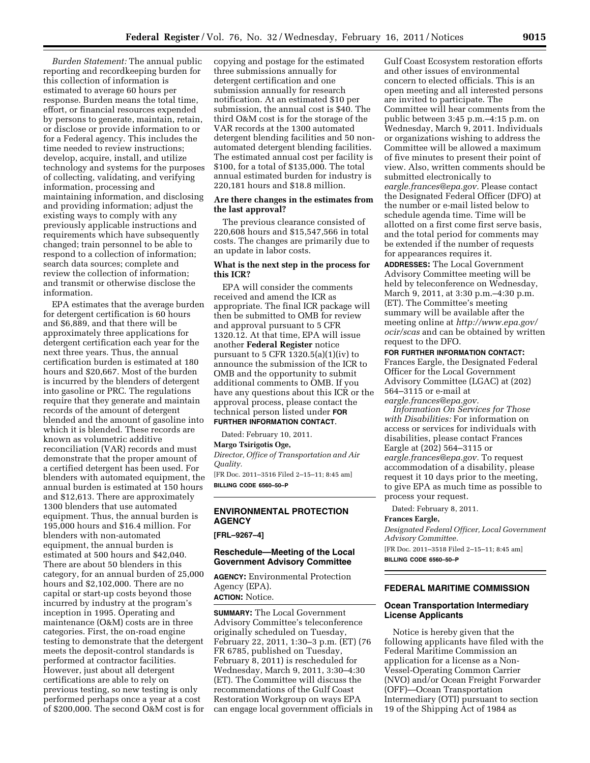*Burden Statement:* The annual public reporting and recordkeeping burden for this collection of information is estimated to average 60 hours per response. Burden means the total time, effort, or financial resources expended by persons to generate, maintain, retain, or disclose or provide information to or for a Federal agency. This includes the time needed to review instructions; develop, acquire, install, and utilize technology and systems for the purposes of collecting, validating, and verifying information, processing and maintaining information, and disclosing and providing information; adjust the existing ways to comply with any previously applicable instructions and requirements which have subsequently changed; train personnel to be able to respond to a collection of information; search data sources; complete and review the collection of information; and transmit or otherwise disclose the information.

EPA estimates that the average burden for detergent certification is 60 hours and $6,889, and that there will be approximately three applications for detergent certification each year for the next three years. Thus, the annual certification burden is estimated at 180 hours and $20,667. Most of the burden is incurred by the blenders of detergent into gasoline or PRC. The regulations require that they generate and maintain records of the amount of detergent blended and the amount of gasoline into which it is blended. These records are known as volumetric additive reconciliation (VAR) records and must demonstrate that the proper amount of a certified detergent has been used. For blenders with automated equipment, the annual burden is estimated at 150 hours and $12,613. There are approximately 1300 blenders that use automated equipment. Thus, the annual burden is 195,000 hours and $16.4 million. For blenders with non-automated equipment, the annual burden is estimated at 500 hours and $42,040. There are about 50 blenders in this category, for an annual burden of 25,000 hours and $2,102,000. There are no capital or start-up costs beyond those incurred by industry at the program's inception in 1995. Operating and maintenance (O&M) costs are in three categories. First, the on-road engine testing to demonstrate that the detergent meets the deposit-control standards is performed at contractor facilities. However, just about all detergent certifications are able to rely on previous testing, so new testing is only performed perhaps once a year at a cost of $200,000. The second O&M cost is for copying and postage for the estimated three submissions annually for detergent certification and one submission annually for research notification. At an estimated $10 per submission, the annual cost is $40. The third O&M cost is for the storage of the VAR records at the 1300 automated detergent blending facilities and 50 non-automated detergent blending facilities. The estimated annual cost per facility is $100, for a total of $135,000. The total annual estimated burden for industry is 220,181 hours and $18.8 million.

**Are there changes in the estimates from the last approval?**

The previous clearance consisted of 220,608 hours and $15,547,566 in total costs. The changes are primarily due to an update in labor costs.

**What is the next step in the process for this ICR?**

EPA will consider the comments received and amend the ICR as appropriate. The final ICR package will then be submitted to OMB for review and approval pursuant to 5 CFR 1320.12. At that time, EPA will issue another **Federal Register** notice pursuant to 5 CFR 1320.5(a)(1)(iv) to announce the submission of the ICR to OMB and the opportunity to submit additional comments to OMB. If you have any questions about this ICR or the approval process, please contact the technical person listed under **FOR FURTHER INFORMATION CONTACT**.

Dated: February 10, 2011.

**Margo Tsirigotis Oge,**

*Director, Office of Transportation and Air Quality.*

[FR Doc. 2011–3516 Filed 2–15–11; 8:45 am]

**BILLING CODE 6560–50–P**

---

## ENVIRONMENTAL PROTECTION AGENCY

**[FRL–9267–4]**

### Reschedule—Meeting of the Local Government Advisory Committee

**AGENCY:** Environmental Protection Agency (EPA).

**ACTION:** Notice.

**SUMMARY:** The Local Government Advisory Committee's teleconference originally scheduled on Tuesday, February 22, 2011, 1:30–3 p.m. (ET) (76 FR 6785, published on Tuesday, February 8, 2011) is rescheduled for Wednesday, March 9, 2011, 3:30–4:30 (ET). The Committee will discuss the recommendations of the Gulf Coast Restoration Workgroup on ways EPA can engage local government officials in Gulf Coast Ecosystem restoration efforts and other issues of environmental concern to elected officials. This is an open meeting and all interested persons are invited to participate. The Committee will hear comments from the public between 3:45 p.m.–4:15 p.m. on Wednesday, March 9, 2011. Individuals or organizations wishing to address the Committee will be allowed a maximum of five minutes to present their point of view. Also, written comments should be submitted electronically to *eargle.frances@epa.gov.* Please contact the Designated Federal Officer (DFO) at the number or e-mail listed below to schedule agenda time. Time will be allotted on a first come first serve basis, and the total period for comments may be extended if the number of requests for appearances requires it.

**ADDRESSES:** The Local Government Advisory Committee meeting will be held by teleconference on Wednesday, March 9, 2011, at 3:30 p.m.–4:30 p.m. (ET). The Committee's meeting summary will be available after the meeting online at *http://www.epa.gov/ocir/scas* and can be obtained by written request to the DFO.

**FOR FURTHER INFORMATION CONTACT:** Frances Eargle, the Designated Federal Officer for the Local Government Advisory Committee (LGAC) at (202) 564–3115 or e-mail at *eargle.frances@epa.gov.*

*Information On Services for Those with Disabilities:* For information on access or services for individuals with disabilities, please contact Frances Eargle at (202) 564–3115 or *eargle.frances@epa.gov.* To request accommodation of a disability, please request it 10 days prior to the meeting, to give EPA as much time as possible to process your request.

Dated: February 8, 2011.

**Frances Eargle,**

*Designated Federal Officer, Local Government Advisory Committee.*

[FR Doc. 2011–3518 Filed 2–15–11; 8:45 am]

**BILLING CODE 6560–50–P**

---

## FEDERAL MARITIME COMMISSION

### Ocean Transportation Intermediary License Applicants

Notice is hereby given that the following applicants have filed with the Federal Maritime Commission an application for a license as a Non-Vessel-Operating Common Carrier (NVO) and/or Ocean Freight Forwarder (OFF)—Ocean Transportation Intermediary (OTI) pursuant to section 19 of the Shipping Act of 1984 as